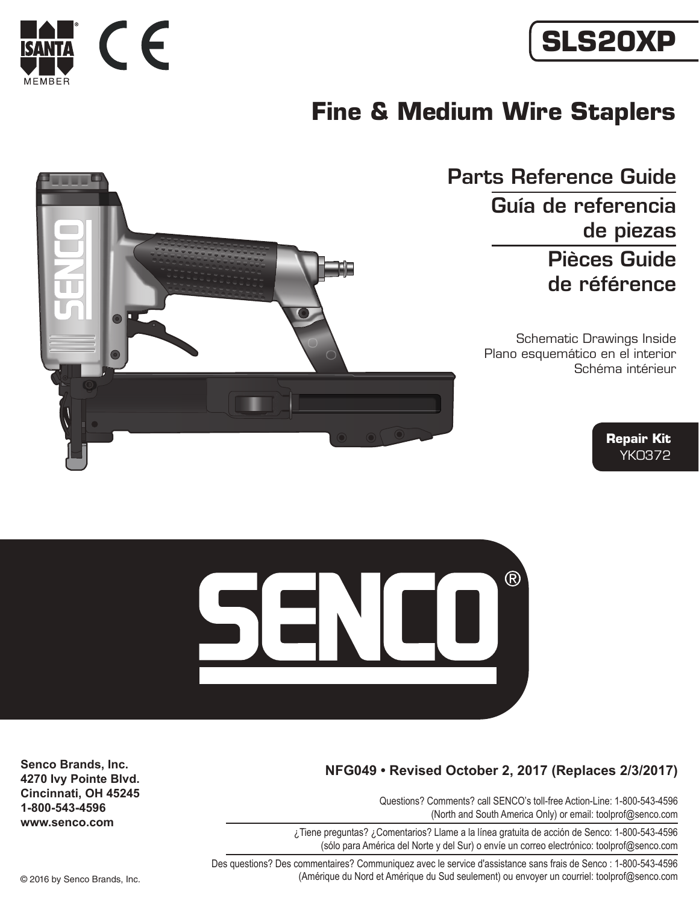ISANTA® MEMBER

CE

# SLS20XP

## Fine & Medium Wire Staplers

**Parts Reference Guide**

**Guía de referencia de piezas**

**Pièces Guide de référence**

Schematic Drawings Inside
Plano esquemático en el interior
Schéma intérieur

**Repair Kit**
YK0372

SENCO®

**Senco Brands, Inc.**
**4270 Ivy Pointe Blvd.**
**Cincinnati, OH 45245**
**1-800-543-4596**
**www.senco.com**

**NFG049 • Revised October 2, 2017 (Replaces 2/3/2017)**

Questions? Comments? call SENCO's toll-free Action-Line: 1-800-543-4596
(North and South America Only) or email: toolprof@senco.com

¿Tiene preguntas? ¿Comentarios? Llame a la línea gratuita de acción de Senco: 1-800-543-4596
(sólo para América del Norte y del Sur) o envíe un correo electrónico: toolprof@senco.com

Des questions? Des commentaires? Communiquez avec le service d'assistance sans frais de Senco : 1-800-543-4596
(Amérique du Nord et Amérique du Sud seulement) ou envoyer un courriel: toolprof@senco.com

© 2016 by Senco Brands, Inc.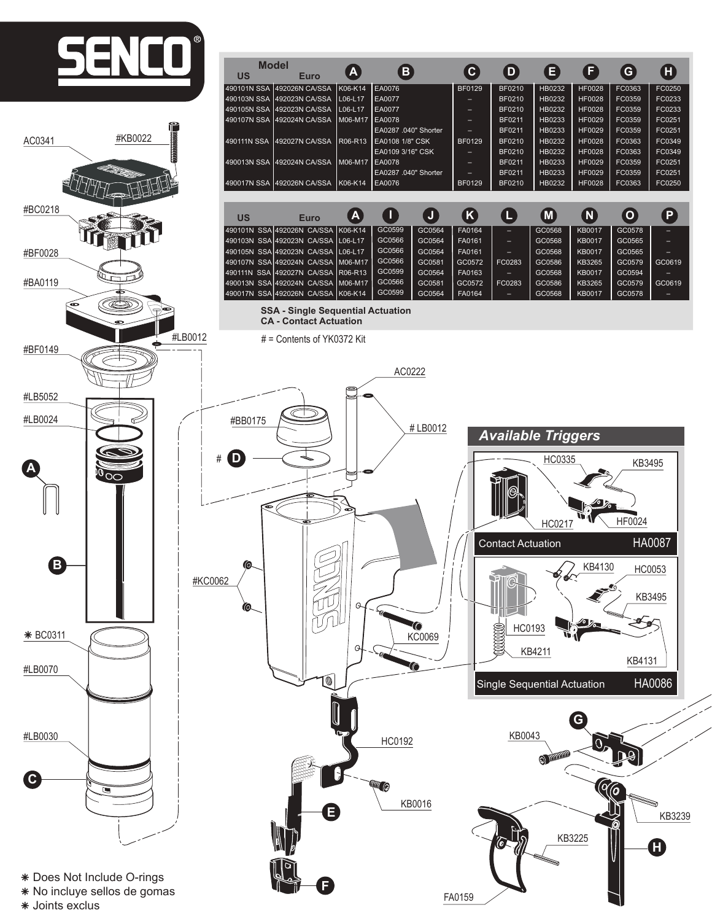# SENCO

| Model US | Euro | A | B | C | D | E | F | G | H |
|---|---|---|---|---|---|---|---|---|---|
| 490101N SSA | 492026N CA/SSA | K06-K14 | EA0076 | BF0129 | BF0210 | HB0232 | HF0028 | FC0363 | FC0250 |
| 490103N SSA | 492023N CA/SSA | L06-L17 | EA0077 | – | BF0210 | HB0232 | HF0028 | FC0359 | FC0233 |
| 490105N SSA | 492023N CA/SSA | L06-L17 | EA0077 | – | BF0210 | HB0232 | HF0028 | FC0359 | FC0233 |
| 490107N SSA | 492024N CA/SSA | M06-M17 | EA0078 | – | BF0211 | HB0233 | HF0029 | FC0359 | FC0251 |
| | | | EA0287 .040" Shorter | – | BF0211 | HB0233 | HF0029 | FC0359 | FC0251 |
| 490111N SSA | 492027N CA/SSA | R06-R13 | EA0108 1/8" CSK | BF0129 | BF0210 | HB0232 | HF0028 | FC0363 | FC0349 |
| | | | EA0109 3/16" CSK | – | BF0210 | HB0232 | HF0028 | FC0363 | FC0349 |
| 490013N SSA | 492024N CA/SSA | M06-M17 | EA0078 | – | BF0211 | HB0233 | HF0029 | FC0359 | FC0251 |
| | | | EA0287 .040" Shorter | – | BF0211 | HB0233 | HF0029 | FC0359 | FC0251 |
| 490017N SSA | 492026N CA/SSA | K06-K14 | EA0076 | BF0129 | BF0210 | HB0232 | HF0028 | FC0363 | FC0250 |

| US | Euro | A | I | J | K | L | M | N | O | P |
|---|---|---|---|---|---|---|---|---|---|---|
| 490101N SSA | 492026N CA/SSA | K06-K14 | GC0599 | GC0564 | FA0164 | – | GC0568 | KB0017 | GC0578 | – |
| 490103N SSA | 492023N CA/SSA | L06-L17 | GC0566 | GC0564 | FA0161 | – | GC0568 | KB0017 | GC0565 | – |
| 490105N SSA | 492023N CA/SSA | L06-L17 | GC0566 | GC0564 | FA0161 | – | GC0568 | KB0017 | GC0565 | – |
| 490107N SSA | 492024N CA/SSA | M06-M17 | GC0566 | GC0581 | GC0572 | FC0283 | GC0586 | KB3265 | GC0579 | GC0619 |
| 490111N SSA | 492027N CA/SSA | R06-R13 | GC0599 | GC0564 | FA0163 | – | GC0568 | KB0017 | GC0594 | – |
| 490013N SSA | 492024N CA/SSA | M06-M17 | GC0566 | GC0581 | GC0572 | FC0283 | GC0586 | KB3265 | GC0579 | GC0619 |
| 490017N SSA | 492026N CA/SSA | K06-K14 | GC0599 | GC0564 | FA0164 | – | GC0568 | KB0017 | GC0578 | – |

**SSA - Single Sequential Actuation**
**CA - Contact Actuation**

# = Contents of YK0372 Kit

AC0341, #KB0022, #BC0218, #BF0028, #BA0119, #LB0012, #BF0149, #LB5052, #LB0024, A, B, ✱ BC0311, #LB0070, #LB0030, C, #BB0175, # D, AC0222, # LB0012, #KC0062, KC0069, HC0192, KB0016, E, F, G, KB0043, KB3239, H, KB3225, FA0159

## Available Triggers

HC0335, KB3495, HC0217, HF0024

Contact Actuation HA0087

KB4130, HC0053, KB3495, HC0193, KB4211, KB4131

Single Sequential Actuation HA0086

✱ Does Not Include O-rings
✱ No incluye sellos de gomas
✱ Joints exclus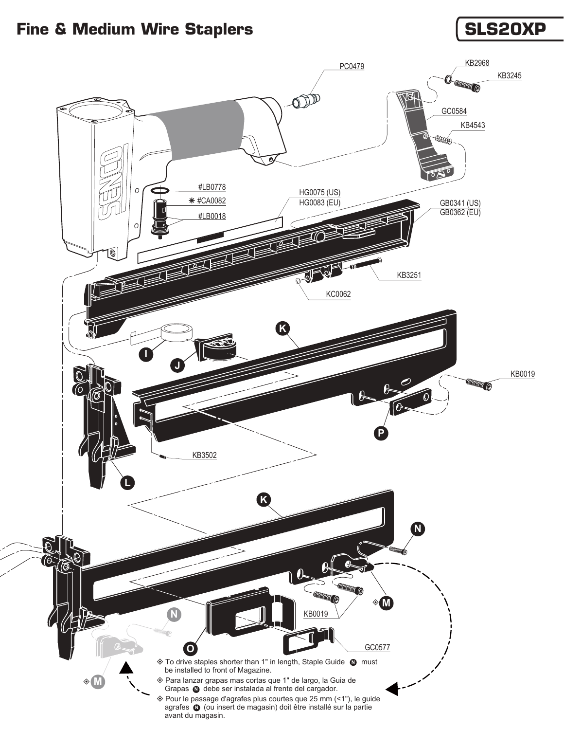# Fine & Medium Wire Staplers

## SLS20XP

PC0479

KB2968

KB3245

GC0584

KB4543

#LB0778

✱ #CA0082

#LB0018

HG0075 (US)
HG0083 (EU)

GB0341 (US)
GB0362 (EU)

KB3251

KC0062

I

J

K

KB0019

P

L

KB3502

K

N

M

KB0019

N

O

GC0577

M

◈ To drive staples shorter than 1" in length, Staple Guide N must be installed to front of Magazine.

◈ Para lanzar grapas mas cortas que 1" de largo, la Guia de Grapas N debe ser instalada al frente del cargador.

◈ Pour le passage d'agrafes plus courtes que 25 mm (<1"), le guide agrafes N (ou insert de magasin) doit être installé sur la partie avant du magasin.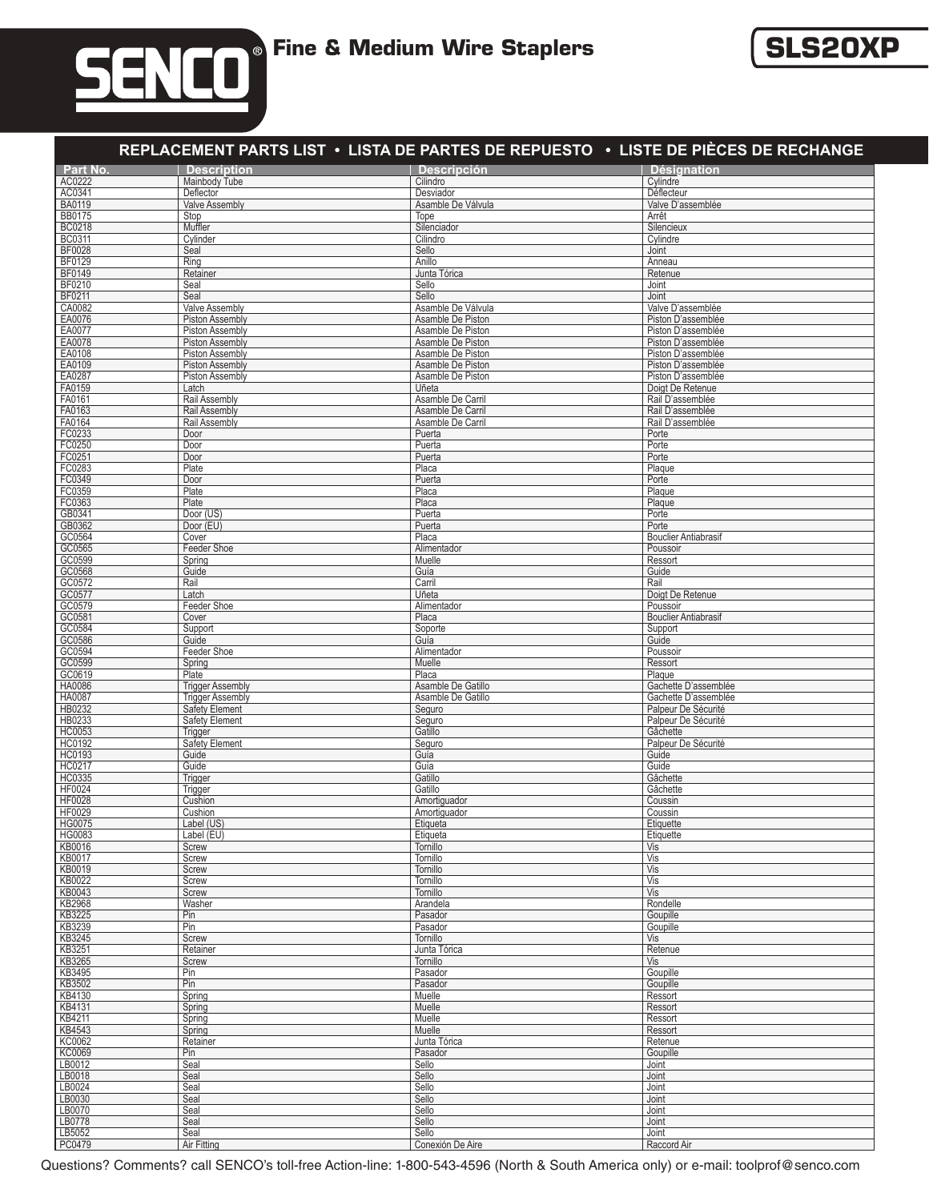# SENCO® Fine & Medium Wire Staplers

## SLS20XP

## REPLACEMENT PARTS LIST • LISTA DE PARTES DE REPUESTO • LISTE DE PIÈCES DE RECHANGE

| Part No. | Description | Descripción | Désignation |
|---|---|---|---|
| AC0222 | Mainbody Tube | Cilindro | Cylindre |
| AC0341 | Deflector | Desviador | Déflecteur |
| BA0119 | Valve Assembly | Asamble De Válvula | Valve D'assemblée |
| BB0175 | Stop | Tope | Arrêt |
| BC0218 | Muffler | Silenciador | Silencieux |
| BC0311 | Cylinder | Cilindro | Cylindre |
| BF0028 | Seal | Sello | Joint |
| BF0129 | Ring | Anillo | Anneau |
| BF0149 | Retainer | Junta Tórica | Retenue |
| BF0210 | Seal | Sello | Joint |
| BF0211 | Seal | Sello | Joint |
| CA0082 | Valve Assembly | Asamble De Válvula | Valve D'assemblée |
| EA0076 | Piston Assembly | Asamble De Piston | Piston D'assemblée |
| EA0077 | Piston Assembly | Asamble De Piston | Piston D'assemblée |
| EA0078 | Piston Assembly | Asamble De Piston | Piston D'assemblée |
| EA0108 | Piston Assembly | Asamble De Piston | Piston D'assemblée |
| EA0109 | Piston Assembly | Asamble De Piston | Piston D'assemblée |
| EA0287 | Piston Assembly | Asamble De Piston | Piston D'assemblée |
| FA0159 | Latch | Uñeta | Doigt De Retenue |
| FA0161 | Rail Assembly | Asamble De Carril | Rail D'assemblée |
| FA0163 | Rail Assembly | Asamble De Carril | Rail D'assemblée |
| FA0164 | Rail Assembly | Asamble De Carril | Rail D'assemblée |
| FC0233 | Door | Puerta | Porte |
| FC0250 | Door | Puerta | Porte |
| FC0251 | Door | Puerta | Porte |
| FC0283 | Plate | Placa | Plaque |
| FC0349 | Door | Puerta | Porte |
| FC0359 | Plate | Placa | Plaque |
| FC0363 | Plate | Placa | Plaque |
| GB0341 | Door (US) | Puerta | Porte |
| GB0362 | Door (EU) | Puerta | Porte |
| GC0564 | Cover | Placa | Bouclier Antiabrasif |
| GC0565 | Feeder Shoe | Alimentador | Poussoir |
| GC0599 | Spring | Muelle | Ressort |
| GC0568 | Guide | Guía | Guide |
| GC0572 | Rail | Carril | Rail |
| GC0577 | Latch | Uñeta | Doigt De Retenue |
| GC0579 | Feeder Shoe | Alimentador | Poussoir |
| GC0581 | Cover | Placa | Bouclier Antiabrasif |
| GC0584 | Support | Soporte | Support |
| GC0586 | Guide | Guía | Guide |
| GC0594 | Feeder Shoe | Alimentador | Poussoir |
| GC0599 | Spring | Muelle | Ressort |
| GC0619 | Plate | Placa | Plaque |
| HA0086 | Trigger Assembly | Asamble De Gatillo | Gachette D'assemblée |
| HA0087 | Trigger Assembly | Asamble De Gatillo | Gachette D'assemblée |
| HB0232 | Safety Element | Seguro | Palpeur De Sécurité |
| HB0233 | Safety Element | Seguro | Palpeur De Sécurité |
| HC0053 | Trigger | Gatillo | Gâchette |
| HC0192 | Safety Element | Seguro | Palpeur De Sécurité |
| HC0193 | Guide | Guía | Guide |
| HC0217 | Guide | Guía | Guide |
| HC0335 | Trigger | Gatillo | Gâchette |
| HF0024 | Trigger | Gatillo | Gâchette |
| HF0028 | Cushion | Amortiguador | Coussin |
| HF0029 | Cushion | Amortiguador | Coussin |
| HG0075 | Label (US) | Etiqueta | Etiquette |
| HG0083 | Label (EU) | Etiqueta | Etiquette |
| KB0016 | Screw | Tornillo | Vis |
| KB0017 | Screw | Tornillo | Vis |
| KB0019 | Screw | Tornillo | Vis |
| KB0022 | Screw | Tornillo | Vis |
| KB0043 | Screw | Tornillo | Vis |
| KB2968 | Washer | Arandela | Rondelle |
| KB3225 | Pin | Pasador | Goupille |
| KB3239 | Pin | Pasador | Goupille |
| KB3245 | Screw | Tornillo | Vis |
| KB3251 | Retainer | Junta Tórica | Retenue |
| KB3265 | Screw | Tornillo | Vis |
| KB3495 | Pin | Pasador | Goupille |
| KB3502 | Pin | Pasador | Goupille |
| KB4130 | Spring | Muelle | Ressort |
| KB4131 | Spring | Muelle | Ressort |
| KB4211 | Spring | Muelle | Ressort |
| KB4543 | Spring | Muelle | Ressort |
| KC0062 | Retainer | Junta Tórica | Retenue |
| KC0069 | Pin | Pasador | Goupille |
| LB0012 | Seal | Sello | Joint |
| LB0018 | Seal | Sello | Joint |
| LB0024 | Seal | Sello | Joint |
| LB0030 | Seal | Sello | Joint |
| LB0070 | Seal | Sello | Joint |
| LB0778 | Seal | Sello | Joint |
| LB5052 | Seal | Sello | Joint |
| PC0479 | Air Fitting | Conexión De Aire | Raccord Air |

Questions? Comments? call SENCO's toll-free Action-line: 1-800-543-4596 (North & South America only) or e-mail: toolprof@senco.com